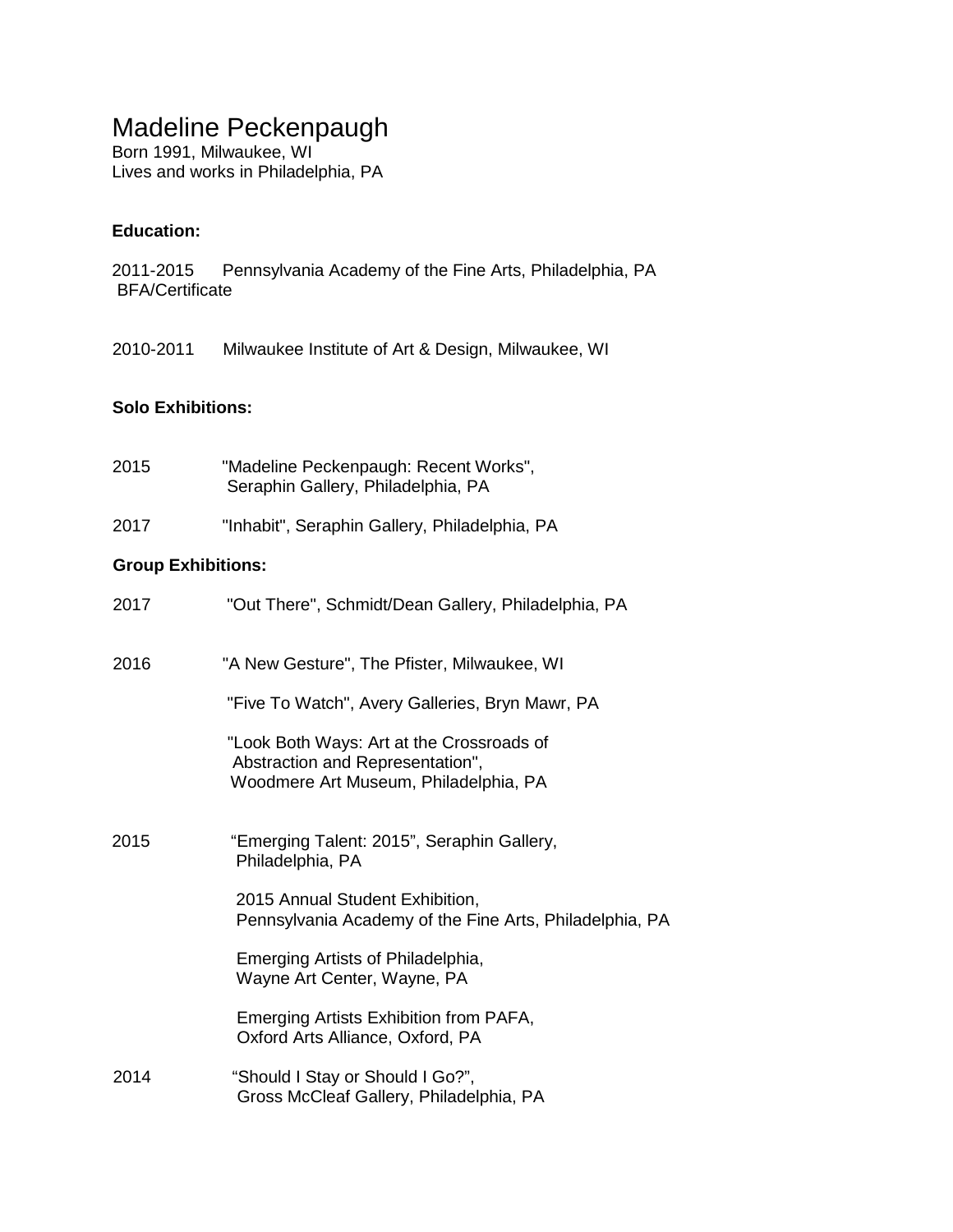# Madeline Peckenpaugh

Born 1991, Milwaukee, WI
Lives and works in Philadelphia, PA

**Education:**

2011-2015 Pennsylvania Academy of the Fine Arts, Philadelphia, PA
BFA/Certificate

2010-2011 Milwaukee Institute of Art & Design, Milwaukee, WI

**Solo Exhibitions:**

2015 "Madeline Peckenpaugh: Recent Works",
Seraphin Gallery, Philadelphia, PA

2017 "Inhabit", Seraphin Gallery, Philadelphia, PA

**Group Exhibitions:**

2017 "Out There", Schmidt/Dean Gallery, Philadelphia, PA

2016 "A New Gesture", The Pfister, Milwaukee, WI

"Five To Watch", Avery Galleries, Bryn Mawr, PA

"Look Both Ways: Art at the Crossroads of
Abstraction and Representation",
Woodmere Art Museum, Philadelphia, PA

2015 "Emerging Talent: 2015", Seraphin Gallery,
Philadelphia, PA

2015 Annual Student Exhibition,
Pennsylvania Academy of the Fine Arts, Philadelphia, PA

Emerging Artists of Philadelphia,
Wayne Art Center, Wayne, PA

Emerging Artists Exhibition from PAFA,
Oxford Arts Alliance, Oxford, PA

2014 "Should I Stay or Should I Go?",
Gross McCleaf Gallery, Philadelphia, PA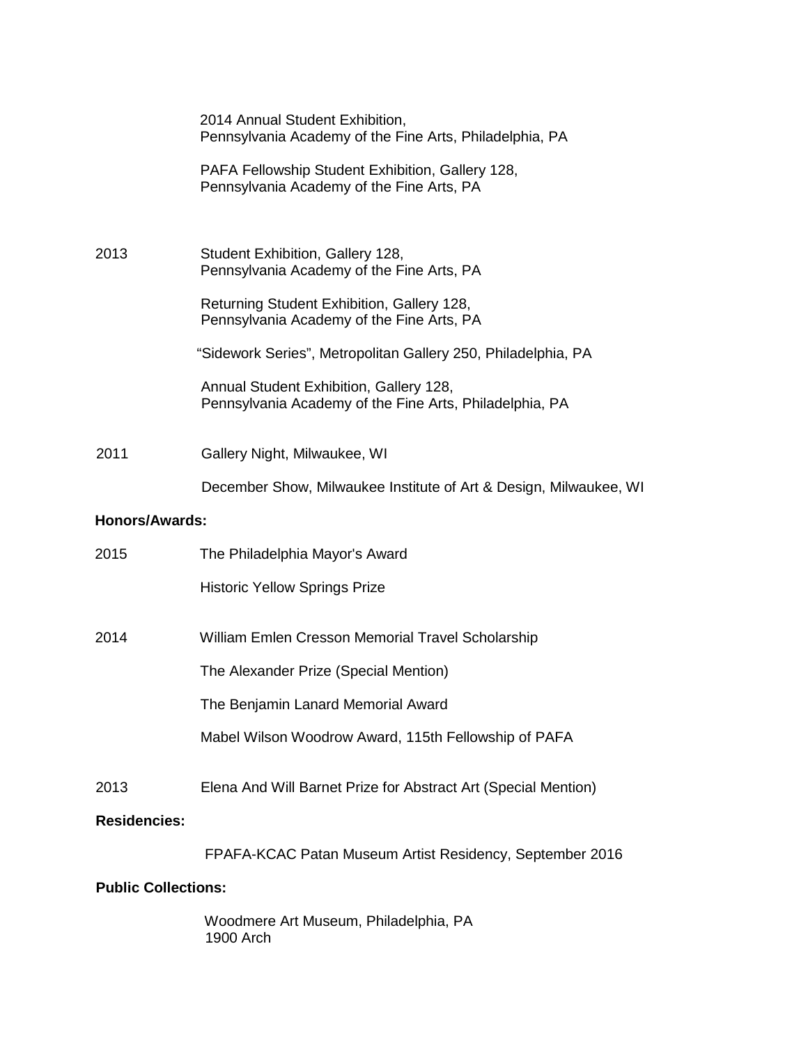2014 Annual Student Exhibition,
Pennsylvania Academy of the Fine Arts, Philadelphia, PA

PAFA Fellowship Student Exhibition, Gallery 128,
Pennsylvania Academy of the Fine Arts, PA

2013 Student Exhibition, Gallery 128,
Pennsylvania Academy of the Fine Arts, PA

Returning Student Exhibition, Gallery 128,
Pennsylvania Academy of the Fine Arts, PA

"Sidework Series", Metropolitan Gallery 250, Philadelphia, PA

Annual Student Exhibition, Gallery 128,
Pennsylvania Academy of the Fine Arts, Philadelphia, PA

2011 Gallery Night, Milwaukee, WI

December Show, Milwaukee Institute of Art & Design, Milwaukee, WI

**Honors/Awards:**

2015 The Philadelphia Mayor's Award

Historic Yellow Springs Prize

2014 William Emlen Cresson Memorial Travel Scholarship

The Alexander Prize (Special Mention)

The Benjamin Lanard Memorial Award

Mabel Wilson Woodrow Award, 115th Fellowship of PAFA

2013 Elena And Will Barnet Prize for Abstract Art (Special Mention)

**Residencies:**

FPAFA-KCAC Patan Museum Artist Residency, September 2016

**Public Collections:**

Woodmere Art Museum, Philadelphia, PA
1900 Arch